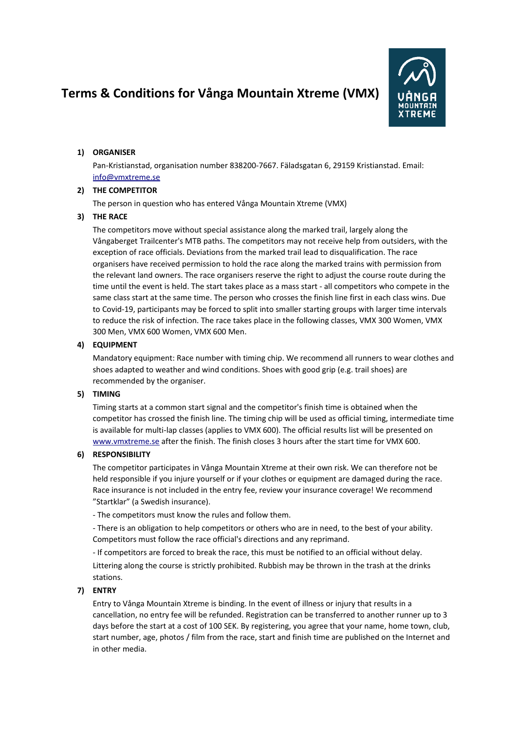# Terms & Conditions for Vånga Mountain Xtreme (VMX)

1) **ORGANISER**

   Pan-Kristianstad, organisation number 838200-7667. Fäladsgatan 6, 29159 Kristianstad. Email: [info@vmxtreme.se](mailto:info@vmxtreme.se)

2) **THE COMPETITOR**

   The person in question who has entered Vånga Mountain Xtreme (VMX)

3) **THE RACE**

   The competitors move without special assistance along the marked trail, largely along the Vångaberget Trailcenter's MTB paths. The competitors may not receive help from outsiders, with the exception of race officials. Deviations from the marked trail lead to disqualification. The race organisers have received permission to hold the race along the marked trains with permission from the relevant land owners. The race organisers reserve the right to adjust the course route during the time until the event is held. The start takes place as a mass start - all competitors who compete in the same class start at the same time. The person who crosses the finish line first in each class wins. Due to Covid-19, participants may be forced to split into smaller starting groups with larger time intervals to reduce the risk of infection. The race takes place in the following classes, VMX 300 Women, VMX 300 Men, VMX 600 Women, VMX 600 Men.

4) **EQUIPMENT**

   Mandatory equipment: Race number with timing chip. We recommend all runners to wear clothes and shoes adapted to weather and wind conditions. Shoes with good grip (e.g. trail shoes) are recommended by the organiser.

5) **TIMING**

   Timing starts at a common start signal and the competitor's finish time is obtained when the competitor has crossed the finish line. The timing chip will be used as official timing, intermediate time is available for multi-lap classes (applies to VMX 600). The official results list will be presented on [www.vmxtreme.se](http://www.vmxtreme.se) after the finish. The finish closes 3 hours after the start time for VMX 600.

6) **RESPONSIBILITY**

   The competitor participates in Vånga Mountain Xtreme at their own risk. We can therefore not be held responsible if you injure yourself or if your clothes or equipment are damaged during the race. Race insurance is not included in the entry fee, review your insurance coverage! We recommend ”Startklar” (a Swedish insurance).

   - The competitors must know the rules and follow them.

   - There is an obligation to help competitors or others who are in need, to the best of your ability. Competitors must follow the race official's directions and any reprimand.

   - If competitors are forced to break the race, this must be notified to an official without delay.

   Littering along the course is strictly prohibited. Rubbish may be thrown in the trash at the drinks stations.

7) **ENTRY**

   Entry to Vånga Mountain Xtreme is binding. In the event of illness or injury that results in a cancellation, no entry fee will be refunded. Registration can be transferred to another runner up to 3 days before the start at a cost of 100 SEK. By registering, you agree that your name, home town, club, start number, age, photos / film from the race, start and finish time are published on the Internet and in other media.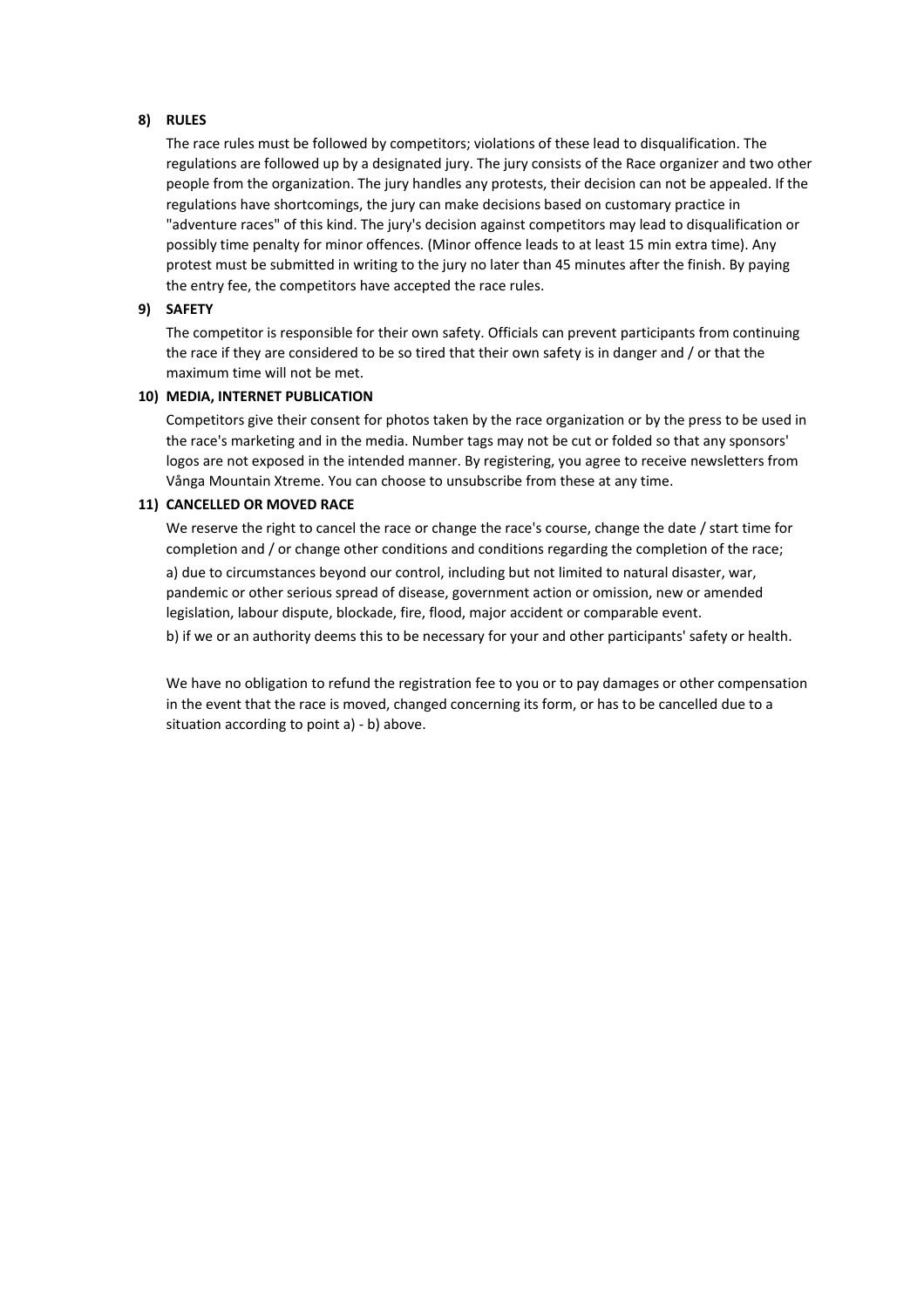**8) RULES**

The race rules must be followed by competitors; violations of these lead to disqualification. The regulations are followed up by a designated jury. The jury consists of the Race organizer and two other people from the organization. The jury handles any protests, their decision can not be appealed. If the regulations have shortcomings, the jury can make decisions based on customary practice in "adventure races" of this kind. The jury's decision against competitors may lead to disqualification or possibly time penalty for minor offences. (Minor offence leads to at least 15 min extra time). Any protest must be submitted in writing to the jury no later than 45 minutes after the finish. By paying the entry fee, the competitors have accepted the race rules.

**9) SAFETY**

The competitor is responsible for their own safety. Officials can prevent participants from continuing the race if they are considered to be so tired that their own safety is in danger and / or that the maximum time will not be met.

**10) MEDIA, INTERNET PUBLICATION**

Competitors give their consent for photos taken by the race organization or by the press to be used in the race's marketing and in the media. Number tags may not be cut or folded so that any sponsors' logos are not exposed in the intended manner. By registering, you agree to receive newsletters from Vånga Mountain Xtreme. You can choose to unsubscribe from these at any time.

**11) CANCELLED OR MOVED RACE**

We reserve the right to cancel the race or change the race's course, change the date / start time for completion and / or change other conditions and conditions regarding the completion of the race;

a) due to circumstances beyond our control, including but not limited to natural disaster, war, pandemic or other serious spread of disease, government action or omission, new or amended legislation, labour dispute, blockade, fire, flood, major accident or comparable event.

b) if we or an authority deems this to be necessary for your and other participants' safety or health.

We have no obligation to refund the registration fee to you or to pay damages or other compensation in the event that the race is moved, changed concerning its form, or has to be cancelled due to a situation according to point a) - b) above.